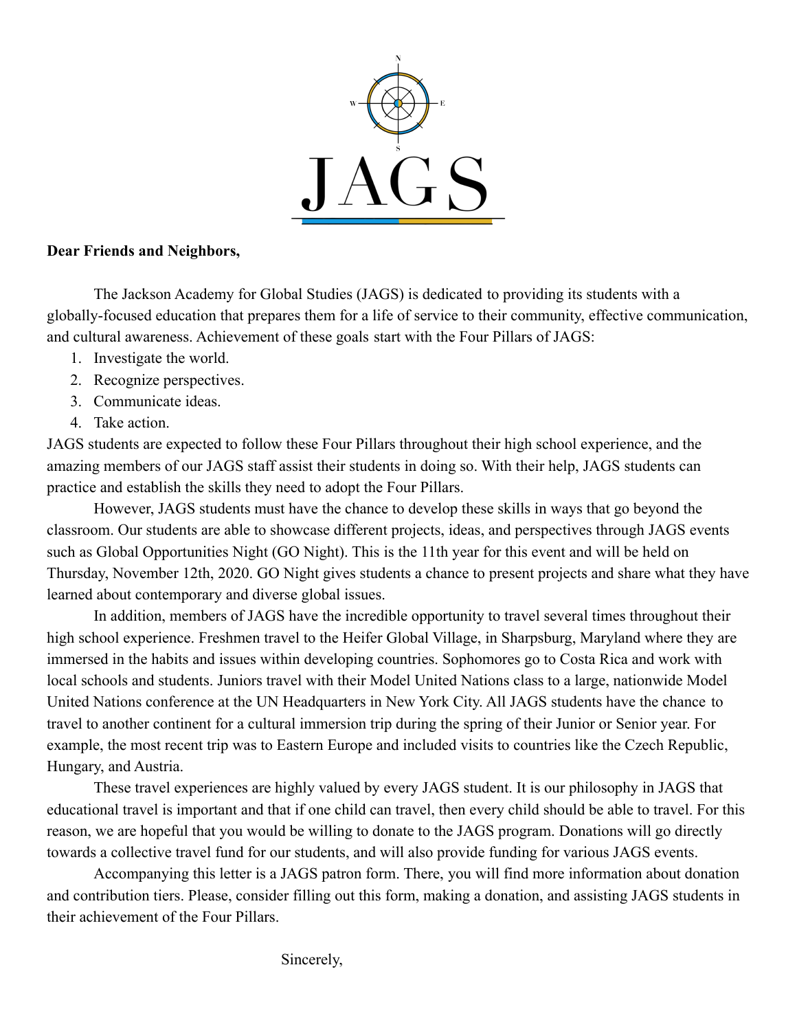JAGS

**Dear Friends and Neighbors,**

The Jackson Academy for Global Studies (JAGS) is dedicated to providing its students with a globally-focused education that prepares them for a life of service to their community, effective communication, and cultural awareness. Achievement of these goals start with the Four Pillars of JAGS:

1. Investigate the world.
2. Recognize perspectives.
3. Communicate ideas.
4. Take action.

JAGS students are expected to follow these Four Pillars throughout their high school experience, and the amazing members of our JAGS staff assist their students in doing so. With their help, JAGS students can practice and establish the skills they need to adopt the Four Pillars.

However, JAGS students must have the chance to develop these skills in ways that go beyond the classroom. Our students are able to showcase different projects, ideas, and perspectives through JAGS events such as Global Opportunities Night (GO Night). This is the 11th year for this event and will be held on Thursday, November 12th, 2020. GO Night gives students a chance to present projects and share what they have learned about contemporary and diverse global issues.

In addition, members of JAGS have the incredible opportunity to travel several times throughout their high school experience. Freshmen travel to the Heifer Global Village, in Sharpsburg, Maryland where they are immersed in the habits and issues within developing countries. Sophomores go to Costa Rica and work with local schools and students. Juniors travel with their Model United Nations class to a large, nationwide Model United Nations conference at the UN Headquarters in New York City. All JAGS students have the chance to travel to another continent for a cultural immersion trip during the spring of their Junior or Senior year. For example, the most recent trip was to Eastern Europe and included visits to countries like the Czech Republic, Hungary, and Austria.

These travel experiences are highly valued by every JAGS student. It is our philosophy in JAGS that educational travel is important and that if one child can travel, then every child should be able to travel. For this reason, we are hopeful that you would be willing to donate to the JAGS program. Donations will go directly towards a collective travel fund for our students, and will also provide funding for various JAGS events.

Accompanying this letter is a JAGS patron form. There, you will find more information about donation and contribution tiers. Please, consider filling out this form, making a donation, and assisting JAGS students in their achievement of the Four Pillars.

Sincerely,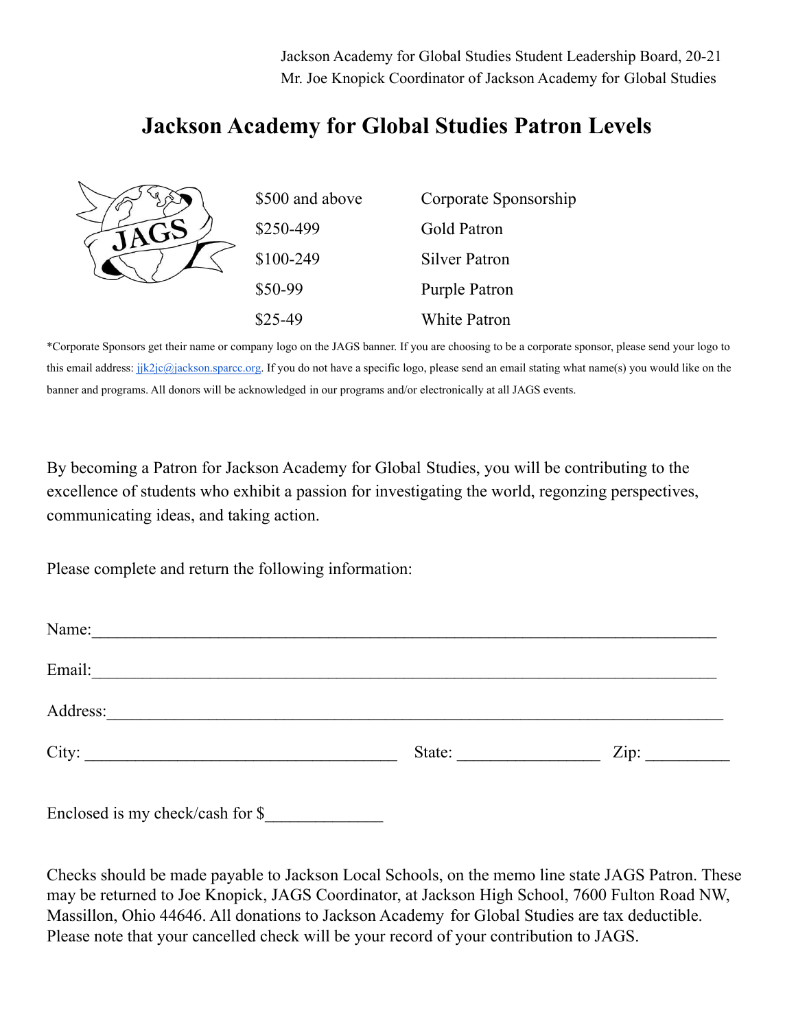Jackson Academy for Global Studies Student Leadership Board, 20-21
Mr. Joe Knopick Coordinator of Jackson Academy for Global Studies

# Jackson Academy for Global Studies Patron Levels

| | |
|---|---|
| $500 and above | Corporate Sponsorship |
| $250-499 | Gold Patron |
| $100-249 | Silver Patron |
| $50-99 | Purple Patron |
| $25-49 | White Patron |

*Corporate Sponsors get their name or company logo on the JAGS banner. If you are choosing to be a corporate sponsor, please send your logo to this email address: jjk2jc@jackson.sparcc.org. If you do not have a specific logo, please send an email stating what name(s) you would like on the banner and programs. All donors will be acknowledged in our programs and/or electronically at all JAGS events.

By becoming a Patron for Jackson Academy for Global Studies, you will be contributing to the excellence of students who exhibit a passion for investigating the world, regonzing perspectives, communicating ideas, and taking action.

Please complete and return the following information:

Name:_______________________________________________________________________

Email:_______________________________________________________________________

Address:_____________________________________________________________________

City: _____________________________________ State: _________________ Zip: __________

Enclosed is my check/cash for $______________

Checks should be made payable to Jackson Local Schools, on the memo line state JAGS Patron. These may be returned to Joe Knopick, JAGS Coordinator, at Jackson High School, 7600 Fulton Road NW, Massillon, Ohio 44646. All donations to Jackson Academy for Global Studies are tax deductible. Please note that your cancelled check will be your record of your contribution to JAGS.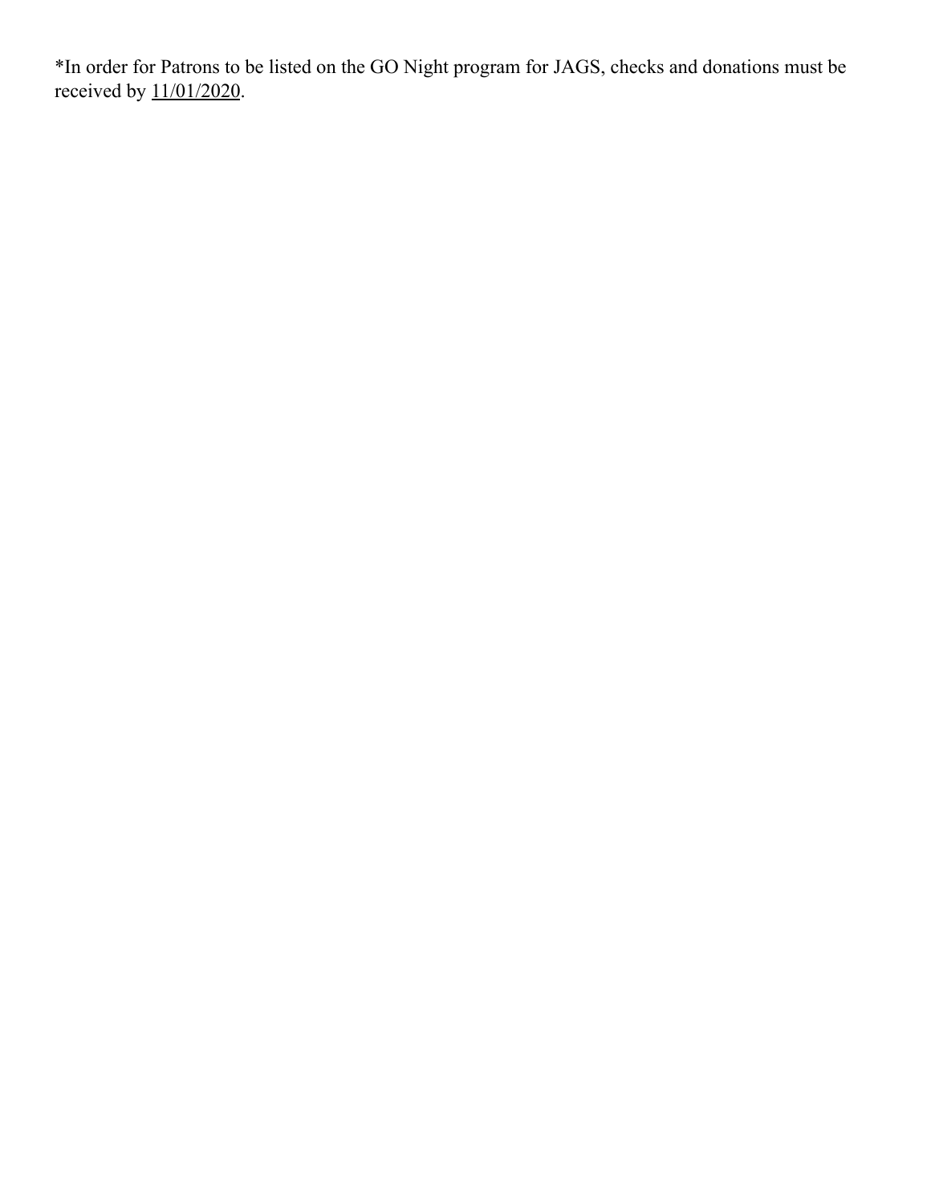*In order for Patrons to be listed on the GO Night program for JAGS, checks and donations must be received by 11/01/2020.